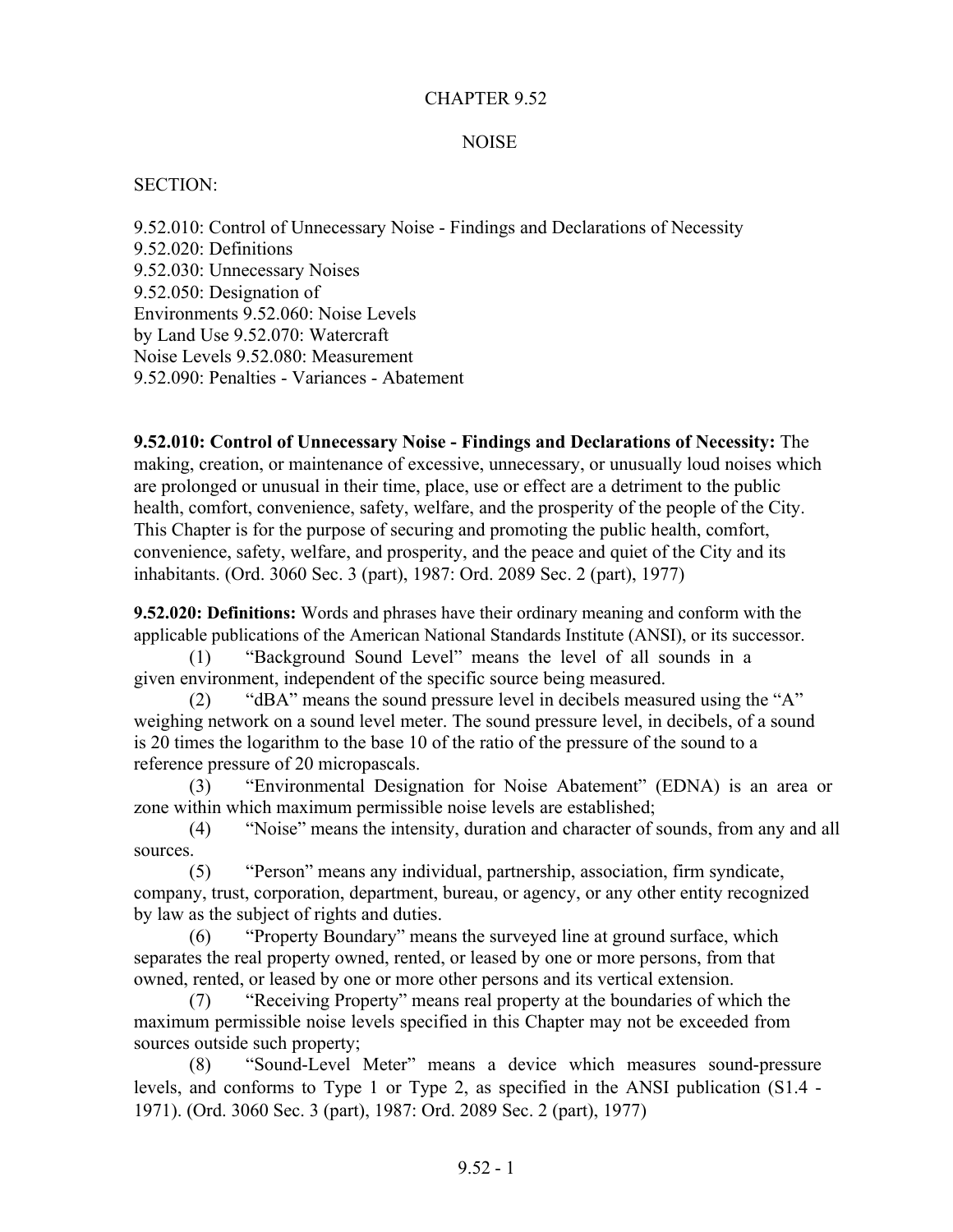# CHAPTER 9.52

## NOISE

SECTION:

9.52.010: Control of Unnecessary Noise - Findings and Declarations of Necessity
9.52.020: Definitions
9.52.030: Unnecessary Noises
9.52.050: Designation of
Environments 9.52.060: Noise Levels
by Land Use 9.52.070: Watercraft
Noise Levels 9.52.080: Measurement
9.52.090: Penalties - Variances - Abatement

**9.52.010: Control of Unnecessary Noise - Findings and Declarations of Necessity:** The making, creation, or maintenance of excessive, unnecessary, or unusually loud noises which are prolonged or unusual in their time, place, use or effect are a detriment to the public health, comfort, convenience, safety, welfare, and the prosperity of the people of the City. This Chapter is for the purpose of securing and promoting the public health, comfort, convenience, safety, welfare, and prosperity, and the peace and quiet of the City and its inhabitants. (Ord. 3060 Sec. 3 (part), 1987: Ord. 2089 Sec. 2 (part), 1977)

**9.52.020: Definitions:** Words and phrases have their ordinary meaning and conform with the applicable publications of the American National Standards Institute (ANSI), or its successor.

(1) "Background Sound Level" means the level of all sounds in a given environment, independent of the specific source being measured.

(2) "dBA" means the sound pressure level in decibels measured using the "A" weighing network on a sound level meter. The sound pressure level, in decibels, of a sound is 20 times the logarithm to the base 10 of the ratio of the pressure of the sound to a reference pressure of 20 micropascals.

(3) "Environmental Designation for Noise Abatement" (EDNA) is an area or zone within which maximum permissible noise levels are established;

(4) "Noise" means the intensity, duration and character of sounds, from any and all sources.

(5) "Person" means any individual, partnership, association, firm syndicate, company, trust, corporation, department, bureau, or agency, or any other entity recognized by law as the subject of rights and duties.

(6) "Property Boundary" means the surveyed line at ground surface, which separates the real property owned, rented, or leased by one or more persons, from that owned, rented, or leased by one or more other persons and its vertical extension.

(7) "Receiving Property" means real property at the boundaries of which the maximum permissible noise levels specified in this Chapter may not be exceeded from sources outside such property;

(8) "Sound-Level Meter" means a device which measures sound-pressure levels, and conforms to Type 1 or Type 2, as specified in the ANSI publication (S1.4 - 1971). (Ord. 3060 Sec. 3 (part), 1987: Ord. 2089 Sec. 2 (part), 1977)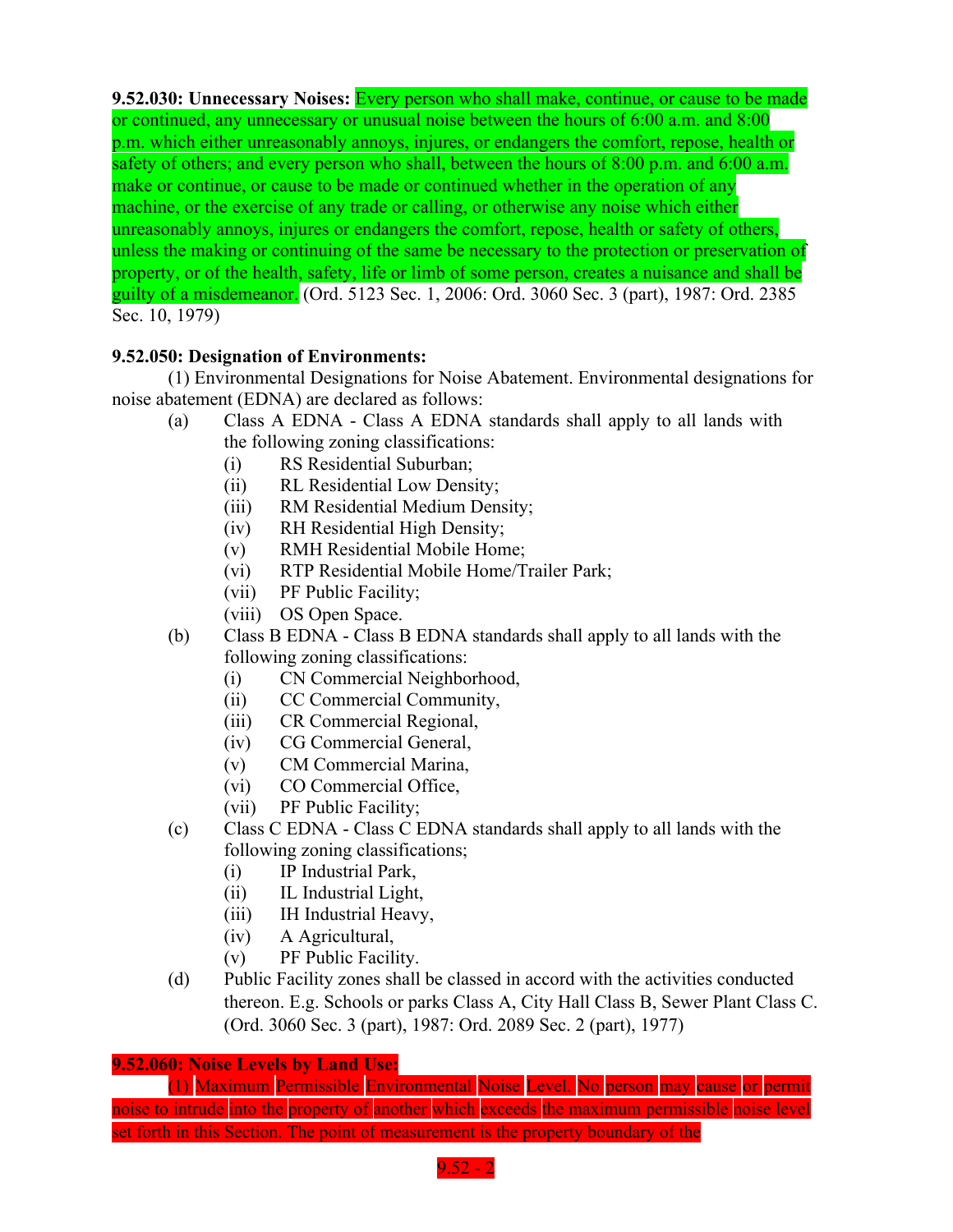**9.52.030: Unnecessary Noises:** Every person who shall make, continue, or cause to be made or continued, any unnecessary or unusual noise between the hours of 6:00 a.m. and 8:00 p.m. which either unreasonably annoys, injures, or endangers the comfort, repose, health or safety of others; and every person who shall, between the hours of 8:00 p.m. and 6:00 a.m. make or continue, or cause to be made or continued whether in the operation of any machine, or the exercise of any trade or calling, or otherwise any noise which either unreasonably annoys, injures or endangers the comfort, repose, health or safety of others, unless the making or continuing of the same be necessary to the protection or preservation of property, or of the health, safety, life or limb of some person, creates a nuisance and shall be guilty of a misdemeanor. (Ord. 5123 Sec. 1, 2006: Ord. 3060 Sec. 3 (part), 1987: Ord. 2385 Sec. 10, 1979)

**9.52.050: Designation of Environments:**

(1) Environmental Designations for Noise Abatement. Environmental designations for noise abatement (EDNA) are declared as follows:

- (a) Class A EDNA - Class A EDNA standards shall apply to all lands with the following zoning classifications:
  - (i) RS Residential Suburban;
  - (ii) RL Residential Low Density;
  - (iii) RM Residential Medium Density;
  - (iv) RH Residential High Density;
  - (v) RMH Residential Mobile Home;
  - (vi) RTP Residential Mobile Home/Trailer Park;
  - (vii) PF Public Facility;
  - (viii) OS Open Space.
- (b) Class B EDNA - Class B EDNA standards shall apply to all lands with the following zoning classifications:
  - (i) CN Commercial Neighborhood,
  - (ii) CC Commercial Community,
  - (iii) CR Commercial Regional,
  - (iv) CG Commercial General,
  - (v) CM Commercial Marina,
  - (vi) CO Commercial Office,
  - (vii) PF Public Facility;
- (c) Class C EDNA - Class C EDNA standards shall apply to all lands with the following zoning classifications;
  - (i) IP Industrial Park,
  - (ii) IL Industrial Light,
  - (iii) IH Industrial Heavy,
  - (iv) A Agricultural,
  - (v) PF Public Facility.
- (d) Public Facility zones shall be classed in accord with the activities conducted thereon. E.g. Schools or parks Class A, City Hall Class B, Sewer Plant Class C. (Ord. 3060 Sec. 3 (part), 1987: Ord. 2089 Sec. 2 (part), 1977)

**9.52.060: Noise Levels by Land Use:**

(1) Maximum Permissible Environmental Noise Level. No person may cause or permit noise to intrude into the property of another which exceeds the maximum permissible noise level set forth in this Section. The point of measurement is the property boundary of the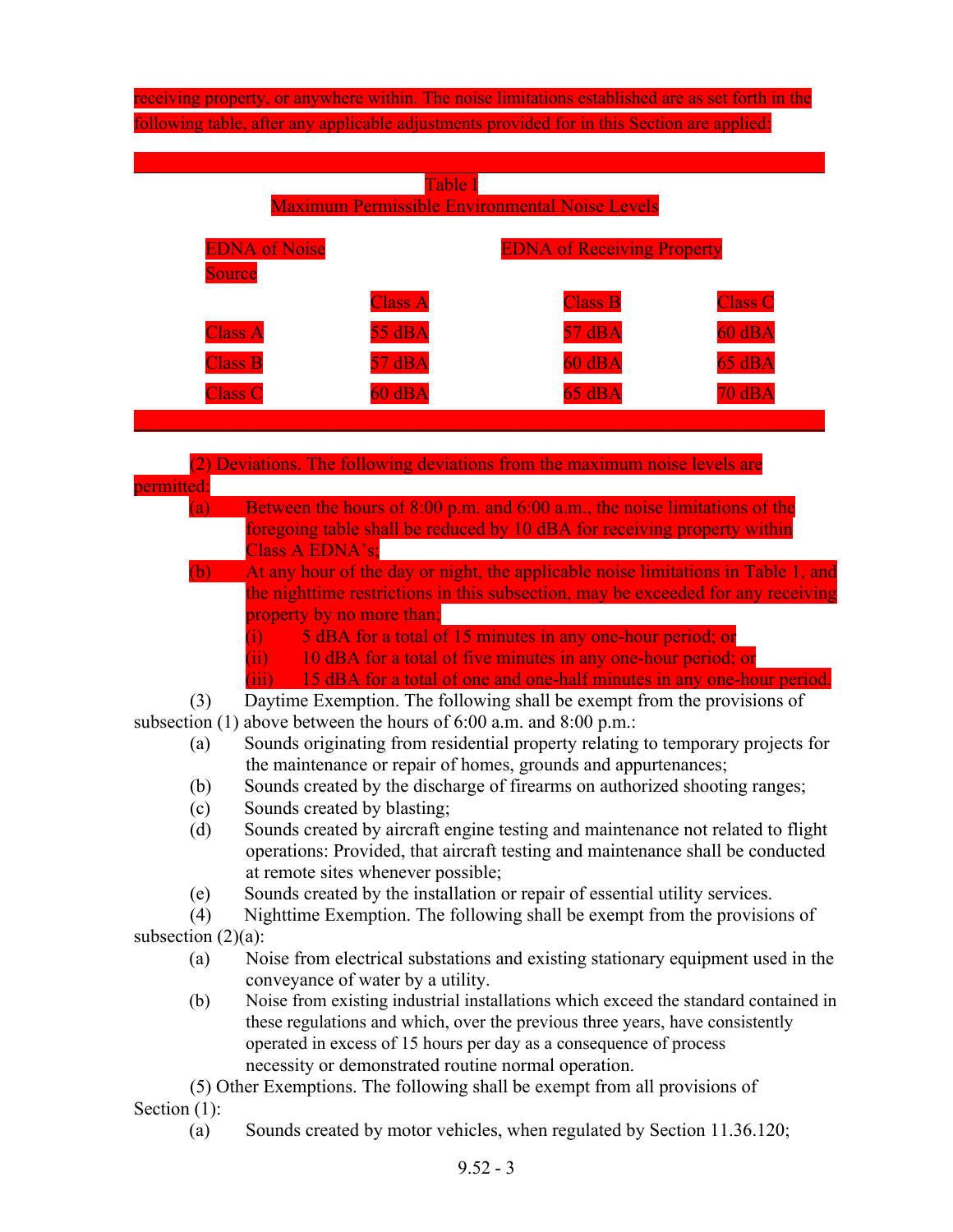receiving property, or anywhere within. The noise limitations established are as set forth in the following table, after any applicable adjustments provided for in this Section are applied:

Table 1
Maximum Permissible Environmental Noise Levels

| EDNA of Noise Source | EDNA of Receiving Property | | |
|---|---|---|---|
| | Class A | Class B | Class C |
| Class A | 55 dBA | 57 dBA | 60 dBA |
| Class B | 57 dBA | 60 dBA | 65 dBA |
| Class C | 60 dBA | 65 dBA | 70 dBA |

(2) Deviations. The following deviations from the maximum noise levels are permitted:

- (a) Between the hours of 8:00 p.m. and 6:00 a.m., the noise limitations of the foregoing table shall be reduced by 10 dBA for receiving property within Class A EDNA's;
- (b) At any hour of the day or night, the applicable noise limitations in Table 1, and the nighttime restrictions in this subsection, may be exceeded for any receiving property by no more than;
  - (i) 5 dBA for a total of 15 minutes in any one-hour period; or
  - (ii) 10 dBA for a total of five minutes in any one-hour period; or
  - (iii) 15 dBA for a total of one and one-half minutes in any one-hour period.

(3) Daytime Exemption. The following shall be exempt from the provisions of subsection (1) above between the hours of 6:00 a.m. and 8:00 p.m.:

- (a) Sounds originating from residential property relating to temporary projects for the maintenance or repair of homes, grounds and appurtenances;
- (b) Sounds created by the discharge of firearms on authorized shooting ranges;
- (c) Sounds created by blasting;
- (d) Sounds created by aircraft engine testing and maintenance not related to flight operations: Provided, that aircraft testing and maintenance shall be conducted at remote sites whenever possible;
- (e) Sounds created by the installation or repair of essential utility services.

(4) Nighttime Exemption. The following shall be exempt from the provisions of subsection (2)(a):

- (a) Noise from electrical substations and existing stationary equipment used in the conveyance of water by a utility.
- (b) Noise from existing industrial installations which exceed the standard contained in these regulations and which, over the previous three years, have consistently operated in excess of 15 hours per day as a consequence of process necessity or demonstrated routine normal operation.

(5) Other Exemptions. The following shall be exempt from all provisions of Section (1):

- (a) Sounds created by motor vehicles, when regulated by Section 11.36.120;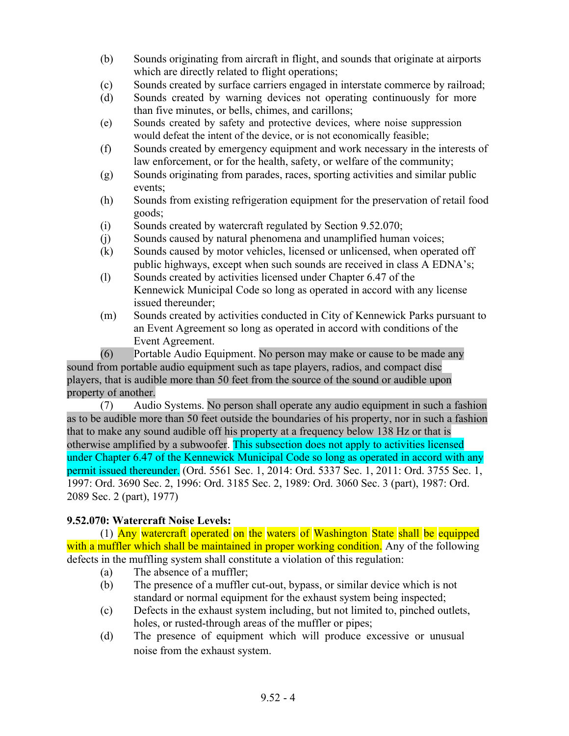(b) Sounds originating from aircraft in flight, and sounds that originate at airports which are directly related to flight operations;

(c) Sounds created by surface carriers engaged in interstate commerce by railroad;

(d) Sounds created by warning devices not operating continuously for more than five minutes, or bells, chimes, and carillons;

(e) Sounds created by safety and protective devices, where noise suppression would defeat the intent of the device, or is not economically feasible;

(f) Sounds created by emergency equipment and work necessary in the interests of law enforcement, or for the health, safety, or welfare of the community;

(g) Sounds originating from parades, races, sporting activities and similar public events;

(h) Sounds from existing refrigeration equipment for the preservation of retail food goods;

(i) Sounds created by watercraft regulated by Section 9.52.070;

(j) Sounds caused by natural phenomena and unamplified human voices;

(k) Sounds caused by motor vehicles, licensed or unlicensed, when operated off public highways, except when such sounds are received in class A EDNA's;

(l) Sounds created by activities licensed under Chapter 6.47 of the Kennewick Municipal Code so long as operated in accord with any license issued thereunder;

(m) Sounds created by activities conducted in City of Kennewick Parks pursuant to an Event Agreement so long as operated in accord with conditions of the Event Agreement.

(6) Portable Audio Equipment. No person may make or cause to be made any sound from portable audio equipment such as tape players, radios, and compact disc players, that is audible more than 50 feet from the source of the sound or audible upon property of another.

(7) Audio Systems. No person shall operate any audio equipment in such a fashion as to be audible more than 50 feet outside the boundaries of his property, nor in such a fashion that to make any sound audible off his property at a frequency below 138 Hz or that is otherwise amplified by a subwoofer. This subsection does not apply to activities licensed under Chapter 6.47 of the Kennewick Municipal Code so long as operated in accord with any permit issued thereunder. (Ord. 5561 Sec. 1, 2014: Ord. 5337 Sec. 1, 2011: Ord. 3755 Sec. 1, 1997: Ord. 3690 Sec. 2, 1996: Ord. 3185 Sec. 2, 1989: Ord. 3060 Sec. 3 (part), 1987: Ord. 2089 Sec. 2 (part), 1977)

**9.52.070: Watercraft Noise Levels:**

(1) Any watercraft operated on the waters of Washington State shall be equipped with a muffler which shall be maintained in proper working condition. Any of the following defects in the muffling system shall constitute a violation of this regulation:

(a) The absence of a muffler;

(b) The presence of a muffler cut-out, bypass, or similar device which is not standard or normal equipment for the exhaust system being inspected;

(c) Defects in the exhaust system including, but not limited to, pinched outlets, holes, or rusted-through areas of the muffler or pipes;

(d) The presence of equipment which will produce excessive or unusual noise from the exhaust system.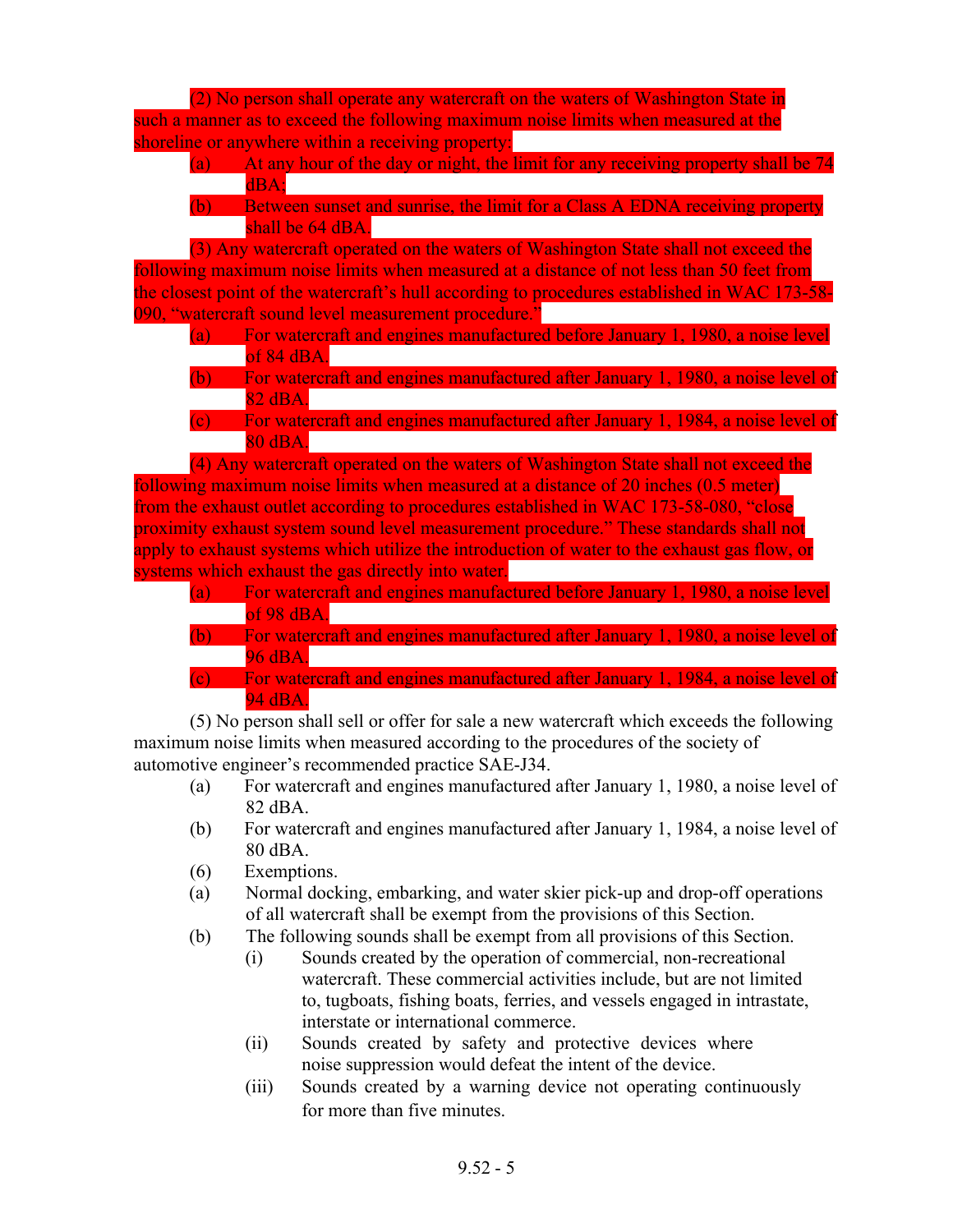(2) No person shall operate any watercraft on the waters of Washington State in such a manner as to exceed the following maximum noise limits when measured at the shoreline or anywhere within a receiving property:

- (a) At any hour of the day or night, the limit for any receiving property shall be 74 dBA;
- (b) Between sunset and sunrise, the limit for a Class A EDNA receiving property shall be 64 dBA.

(3) Any watercraft operated on the waters of Washington State shall not exceed the following maximum noise limits when measured at a distance of not less than 50 feet from the closest point of the watercraft's hull according to procedures established in WAC 173-58-090, "watercraft sound level measurement procedure."

- (a) For watercraft and engines manufactured before January 1, 1980, a noise level of 84 dBA.
- (b) For watercraft and engines manufactured after January 1, 1980, a noise level of 82 dBA.
- (c) For watercraft and engines manufactured after January 1, 1984, a noise level of 80 dBA.

(4) Any watercraft operated on the waters of Washington State shall not exceed the following maximum noise limits when measured at a distance of 20 inches (0.5 meter) from the exhaust outlet according to procedures established in WAC 173-58-080, "close proximity exhaust system sound level measurement procedure." These standards shall not apply to exhaust systems which utilize the introduction of water to the exhaust gas flow, or systems which exhaust the gas directly into water.

- (a) For watercraft and engines manufactured before January 1, 1980, a noise level of 98 dBA.
- (b) For watercraft and engines manufactured after January 1, 1980, a noise level of 96 dBA.
- (c) For watercraft and engines manufactured after January 1, 1984, a noise level of 94 dBA.

(5) No person shall sell or offer for sale a new watercraft which exceeds the following maximum noise limits when measured according to the procedures of the society of automotive engineer's recommended practice SAE-J34.

- (a) For watercraft and engines manufactured after January 1, 1980, a noise level of 82 dBA.
- (b) For watercraft and engines manufactured after January 1, 1984, a noise level of 80 dBA.

(6) Exemptions.

- (a) Normal docking, embarking, and water skier pick-up and drop-off operations of all watercraft shall be exempt from the provisions of this Section.
- (b) The following sounds shall be exempt from all provisions of this Section.
  - (i) Sounds created by the operation of commercial, non-recreational watercraft. These commercial activities include, but are not limited to, tugboats, fishing boats, ferries, and vessels engaged in intrastate, interstate or international commerce.
  - (ii) Sounds created by safety and protective devices where noise suppression would defeat the intent of the device.
  - (iii) Sounds created by a warning device not operating continuously for more than five minutes.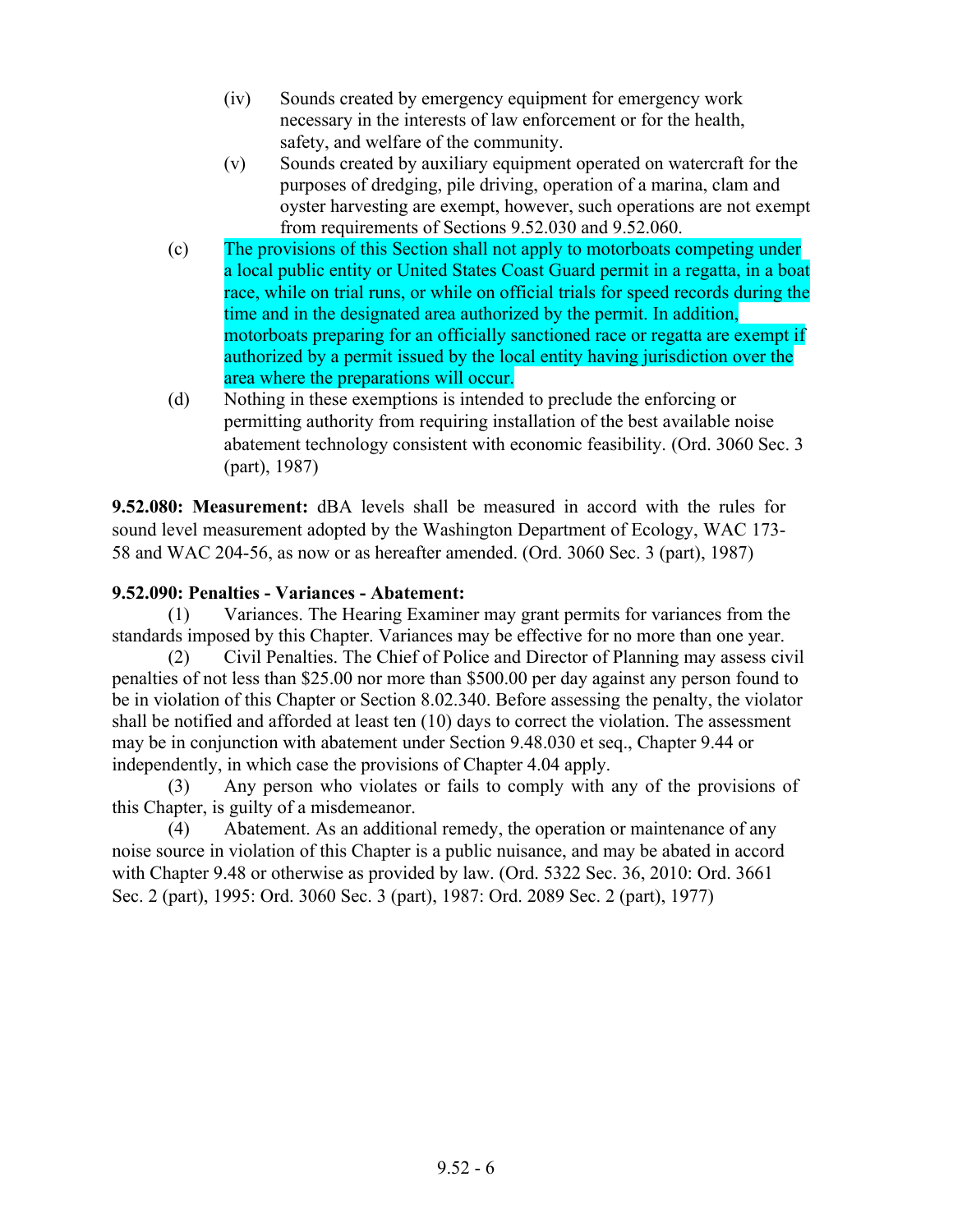(iv) Sounds created by emergency equipment for emergency work necessary in the interests of law enforcement or for the health, safety, and welfare of the community.

(v) Sounds created by auxiliary equipment operated on watercraft for the purposes of dredging, pile driving, operation of a marina, clam and oyster harvesting are exempt, however, such operations are not exempt from requirements of Sections 9.52.030 and 9.52.060.

(c) The provisions of this Section shall not apply to motorboats competing under a local public entity or United States Coast Guard permit in a regatta, in a boat race, while on trial runs, or while on official trials for speed records during the time and in the designated area authorized by the permit. In addition, motorboats preparing for an officially sanctioned race or regatta are exempt if authorized by a permit issued by the local entity having jurisdiction over the area where the preparations will occur.

(d) Nothing in these exemptions is intended to preclude the enforcing or permitting authority from requiring installation of the best available noise abatement technology consistent with economic feasibility. (Ord. 3060 Sec. 3 (part), 1987)

**9.52.080: Measurement:** dBA levels shall be measured in accord with the rules for sound level measurement adopted by the Washington Department of Ecology, WAC 173-58 and WAC 204-56, as now or as hereafter amended. (Ord. 3060 Sec. 3 (part), 1987)

**9.52.090: Penalties - Variances - Abatement:**

(1) Variances. The Hearing Examiner may grant permits for variances from the standards imposed by this Chapter. Variances may be effective for no more than one year.

(2) Civil Penalties. The Chief of Police and Director of Planning may assess civil penalties of not less than $25.00 nor more than $500.00 per day against any person found to be in violation of this Chapter or Section 8.02.340. Before assessing the penalty, the violator shall be notified and afforded at least ten (10) days to correct the violation. The assessment may be in conjunction with abatement under Section 9.48.030 et seq., Chapter 9.44 or independently, in which case the provisions of Chapter 4.04 apply.

(3) Any person who violates or fails to comply with any of the provisions of this Chapter, is guilty of a misdemeanor.

(4) Abatement. As an additional remedy, the operation or maintenance of any noise source in violation of this Chapter is a public nuisance, and may be abated in accord with Chapter 9.48 or otherwise as provided by law. (Ord. 5322 Sec. 36, 2010: Ord. 3661 Sec. 2 (part), 1995: Ord. 3060 Sec. 3 (part), 1987: Ord. 2089 Sec. 2 (part), 1977)